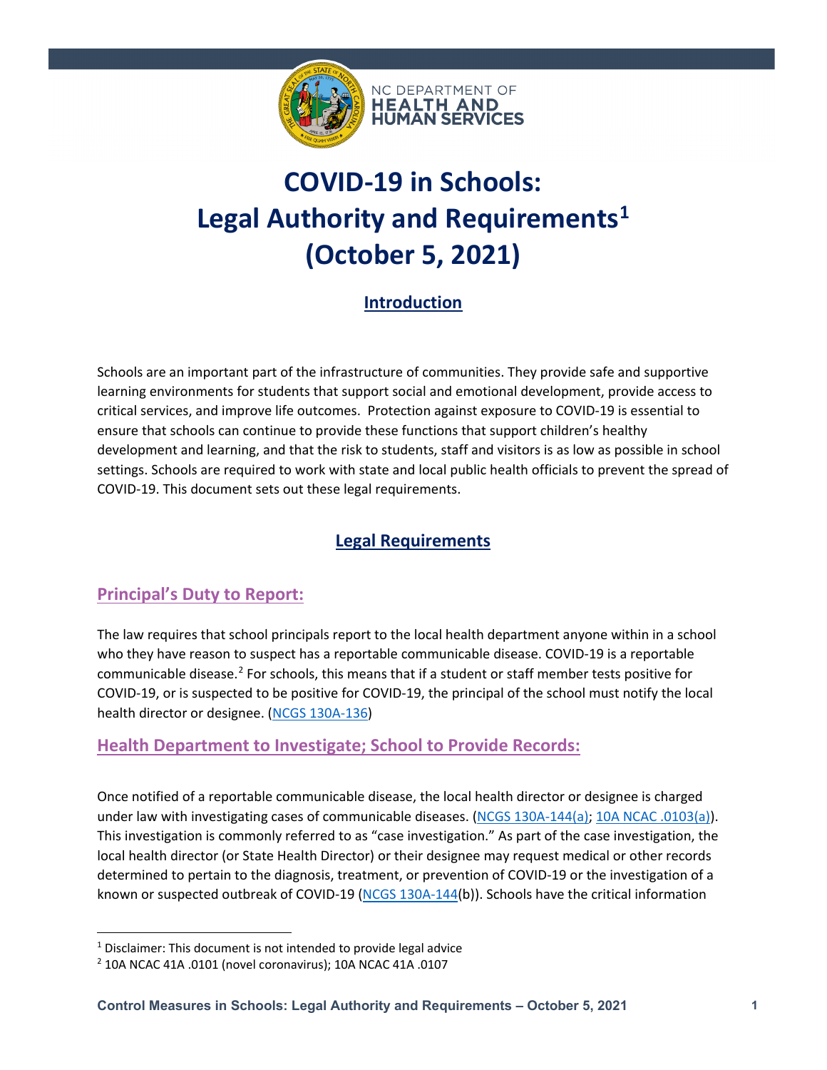NC DEPARTMENT OF HEALTH AND HUMAN SERVICES

# COVID-19 in Schools: Legal Authority and Requirements[1] (October 5, 2021)

## Introduction

Schools are an important part of the infrastructure of communities. They provide safe and supportive learning environments for students that support social and emotional development, provide access to critical services, and improve life outcomes. Protection against exposure to COVID-19 is essential to ensure that schools can continue to provide these functions that support children's healthy development and learning, and that the risk to students, staff and visitors is as low as possible in school settings. Schools are required to work with state and local public health officials to prevent the spread of COVID-19. This document sets out these legal requirements.

## Legal Requirements

### Principal's Duty to Report:

The law requires that school principals report to the local health department anyone within in a school who they have reason to suspect has a reportable communicable disease. COVID-19 is a reportable communicable disease.[2] For schools, this means that if a student or staff member tests positive for COVID-19, or is suspected to be positive for COVID-19, the principal of the school must notify the local health director or designee. (NCGS 130A-136)

### Health Department to Investigate; School to Provide Records:

Once notified of a reportable communicable disease, the local health director or designee is charged under law with investigating cases of communicable diseases. (NCGS 130A-144(a); 10A NCAC .0103(a)). This investigation is commonly referred to as "case investigation." As part of the case investigation, the local health director (or State Health Director) or their designee may request medical or other records determined to pertain to the diagnosis, treatment, or prevention of COVID-19 or the investigation of a known or suspected outbreak of COVID-19 (NCGS 130A-144(b)). Schools have the critical information

---

[1] Disclaimer: This document is not intended to provide legal advice

[2] 10A NCAC 41A .0101 (novel coronavirus); 10A NCAC 41A .0107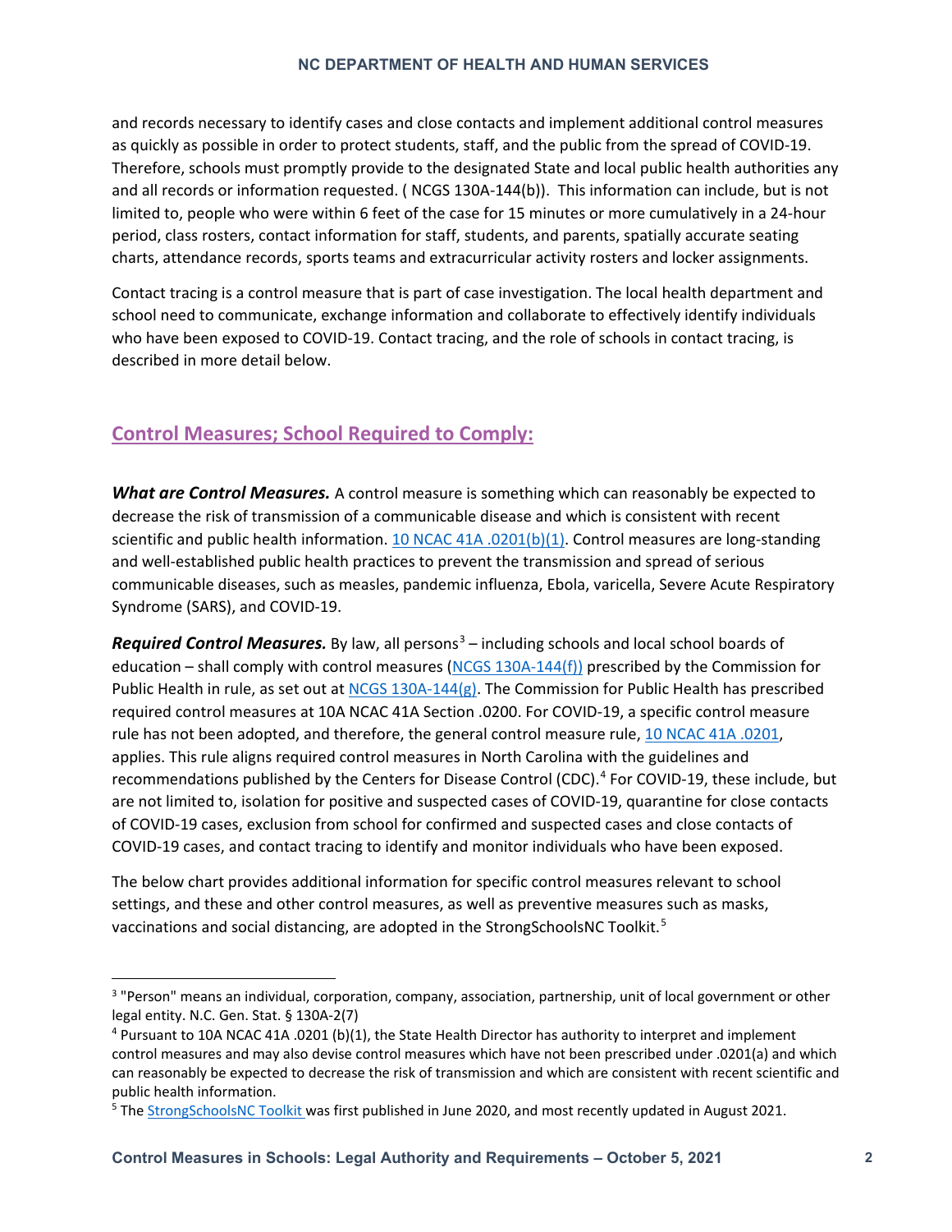and records necessary to identify cases and close contacts and implement additional control measures as quickly as possible in order to protect students, staff, and the public from the spread of COVID-19. Therefore, schools must promptly provide to the designated State and local public health authorities any and all records or information requested. ( NCGS 130A-144(b)). This information can include, but is not limited to, people who were within 6 feet of the case for 15 minutes or more cumulatively in a 24-hour period, class rosters, contact information for staff, students, and parents, spatially accurate seating charts, attendance records, sports teams and extracurricular activity rosters and locker assignments.

Contact tracing is a control measure that is part of case investigation. The local health department and school need to communicate, exchange information and collaborate to effectively identify individuals who have been exposed to COVID-19. Contact tracing, and the role of schools in contact tracing, is described in more detail below.

## Control Measures; School Required to Comply:

***What are Control Measures.*** A control measure is something which can reasonably be expected to decrease the risk of transmission of a communicable disease and which is consistent with recent scientific and public health information. 10 NCAC 41A .0201(b)(1). Control measures are long-standing and well-established public health practices to prevent the transmission and spread of serious communicable diseases, such as measles, pandemic influenza, Ebola, varicella, Severe Acute Respiratory Syndrome (SARS), and COVID-19.

***Required Control Measures.*** By law, all persons[3] – including schools and local school boards of education – shall comply with control measures (NCGS 130A-144(f)) prescribed by the Commission for Public Health in rule, as set out at NCGS 130A-144(g). The Commission for Public Health has prescribed required control measures at 10A NCAC 41A Section .0200. For COVID-19, a specific control measure rule has not been adopted, and therefore, the general control measure rule, 10 NCAC 41A .0201, applies. This rule aligns required control measures in North Carolina with the guidelines and recommendations published by the Centers for Disease Control (CDC).[4] For COVID-19, these include, but are not limited to, isolation for positive and suspected cases of COVID-19, quarantine for close contacts of COVID-19 cases, exclusion from school for confirmed and suspected cases and close contacts of COVID-19 cases, and contact tracing to identify and monitor individuals who have been exposed.

The below chart provides additional information for specific control measures relevant to school settings, and these and other control measures, as well as preventive measures such as masks, vaccinations and social distancing, are adopted in the StrongSchoolsNC Toolkit.[5]

---

[3] "Person" means an individual, corporation, company, association, partnership, unit of local government or other legal entity. N.C. Gen. Stat. § 130A-2(7)

[4] Pursuant to 10A NCAC 41A .0201 (b)(1), the State Health Director has authority to interpret and implement control measures and may also devise control measures which have not been prescribed under .0201(a) and which can reasonably be expected to decrease the risk of transmission and which are consistent with recent scientific and public health information.

[5] The StrongSchoolsNC Toolkit was first published in June 2020, and most recently updated in August 2021.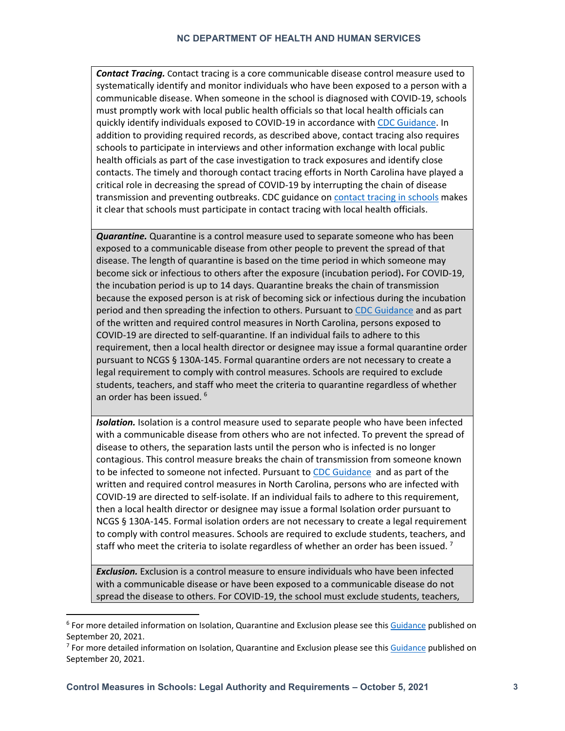***Contact Tracing.*** Contact tracing is a core communicable disease control measure used to systematically identify and monitor individuals who have been exposed to a person with a communicable disease. When someone in the school is diagnosed with COVID-19, schools must promptly work with local public health officials so that local health officials can quickly identify individuals exposed to COVID-19 in accordance with CDC Guidance. In addition to providing required records, as described above, contact tracing also requires schools to participate in interviews and other information exchange with local public health officials as part of the case investigation to track exposures and identify close contacts. The timely and thorough contact tracing efforts in North Carolina have played a critical role in decreasing the spread of COVID-19 by interrupting the chain of disease transmission and preventing outbreaks. CDC guidance on contact tracing in schools makes it clear that schools must participate in contact tracing with local health officials.

***Quarantine.*** Quarantine is a control measure used to separate someone who has been exposed to a communicable disease from other people to prevent the spread of that disease. The length of quarantine is based on the time period in which someone may become sick or infectious to others after the exposure (incubation period). For COVID-19, the incubation period is up to 14 days. Quarantine breaks the chain of transmission because the exposed person is at risk of becoming sick or infectious during the incubation period and then spreading the infection to others. Pursuant to CDC Guidance and as part of the written and required control measures in North Carolina, persons exposed to COVID-19 are directed to self-quarantine. If an individual fails to adhere to this requirement, then a local health director or designee may issue a formal quarantine order pursuant to NCGS § 130A-145. Formal quarantine orders are not necessary to create a legal requirement to comply with control measures. Schools are required to exclude students, teachers, and staff who meet the criteria to quarantine regardless of whether an order has been issued. [6]

***Isolation.*** Isolation is a control measure used to separate people who have been infected with a communicable disease from others who are not infected. To prevent the spread of disease to others, the separation lasts until the person who is infected is no longer contagious. This control measure breaks the chain of transmission from someone known to be infected to someone not infected. Pursuant to CDC Guidance and as part of the written and required control measures in North Carolina, persons who are infected with COVID-19 are directed to self-isolate. If an individual fails to adhere to this requirement, then a local health director or designee may issue a formal Isolation order pursuant to NCGS § 130A-145. Formal isolation orders are not necessary to create a legal requirement to comply with control measures. Schools are required to exclude students, teachers, and staff who meet the criteria to isolate regardless of whether an order has been issued. [7]

***Exclusion.*** Exclusion is a control measure to ensure individuals who have been infected with a communicable disease or have been exposed to a communicable disease do not spread the disease to others. For COVID-19, the school must exclude students, teachers,

[6] For more detailed information on Isolation, Quarantine and Exclusion please see this Guidance published on September 20, 2021.

[7] For more detailed information on Isolation, Quarantine and Exclusion please see this Guidance published on September 20, 2021.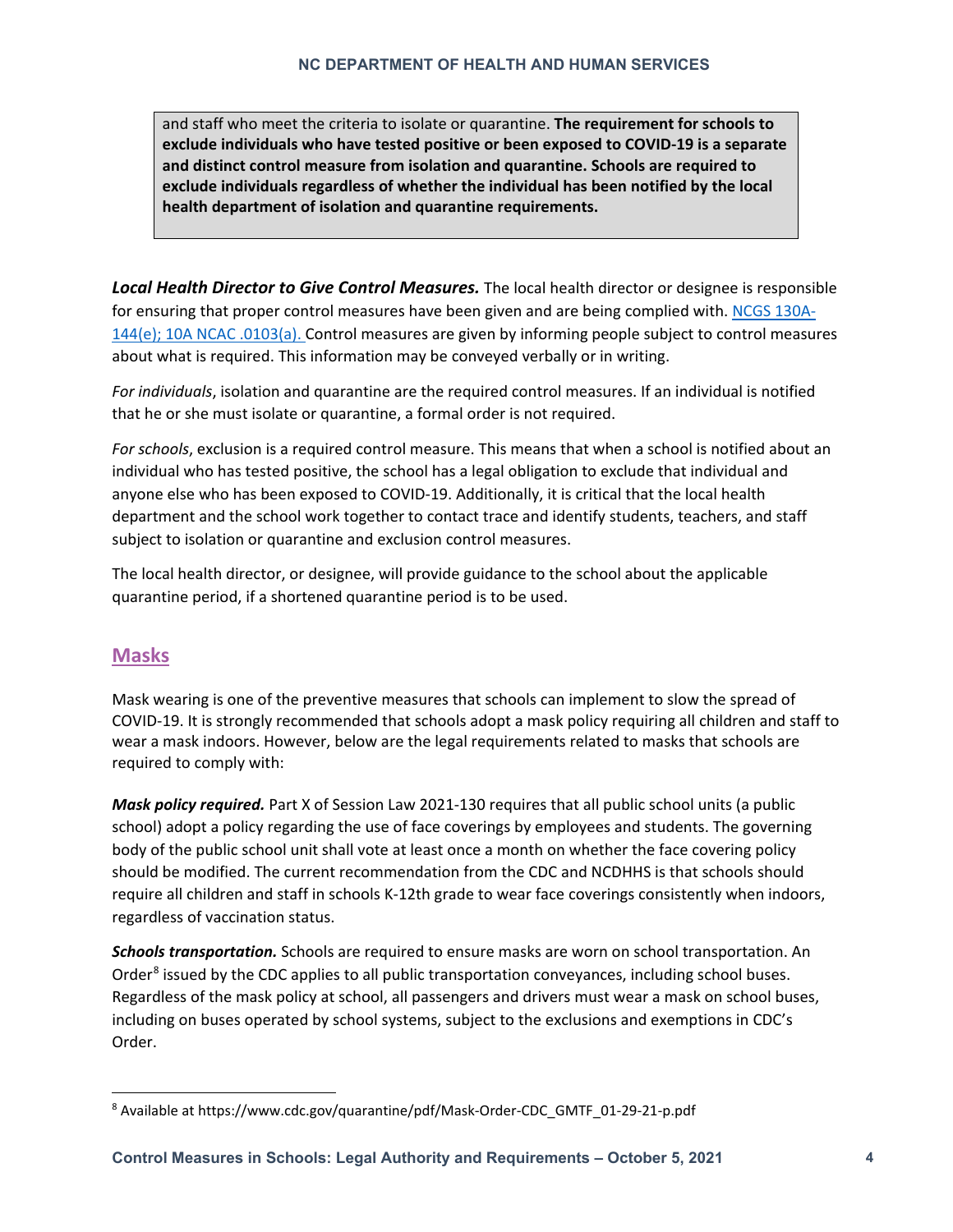and staff who meet the criteria to isolate or quarantine. **The requirement for schools to exclude individuals who have tested positive or been exposed to COVID-19 is a separate and distinct control measure from isolation and quarantine. Schools are required to exclude individuals regardless of whether the individual has been notified by the local health department of isolation and quarantine requirements.**

***Local Health Director to Give Control Measures.*** The local health director or designee is responsible for ensuring that proper control measures have been given and are being complied with. [NCGS 130A-144(e); 10A NCAC .0103(a).]() Control measures are given by informing people subject to control measures about what is required. This information may be conveyed verbally or in writing.

*For individuals*, isolation and quarantine are the required control measures. If an individual is notified that he or she must isolate or quarantine, a formal order is not required.

*For schools*, exclusion is a required control measure. This means that when a school is notified about an individual who has tested positive, the school has a legal obligation to exclude that individual and anyone else who has been exposed to COVID-19. Additionally, it is critical that the local health department and the school work together to contact trace and identify students, teachers, and staff subject to isolation or quarantine and exclusion control measures.

The local health director, or designee, will provide guidance to the school about the applicable quarantine period, if a shortened quarantine period is to be used.

## Masks

Mask wearing is one of the preventive measures that schools can implement to slow the spread of COVID-19. It is strongly recommended that schools adopt a mask policy requiring all children and staff to wear a mask indoors. However, below are the legal requirements related to masks that schools are required to comply with:

***Mask policy required.*** Part X of Session Law 2021-130 requires that all public school units (a public school) adopt a policy regarding the use of face coverings by employees and students. The governing body of the public school unit shall vote at least once a month on whether the face covering policy should be modified. The current recommendation from the CDC and NCDHHS is that schools should require all children and staff in schools K-12th grade to wear face coverings consistently when indoors, regardless of vaccination status.

***Schools transportation.*** Schools are required to ensure masks are worn on school transportation. An Order[8] issued by the CDC applies to all public transportation conveyances, including school buses. Regardless of the mask policy at school, all passengers and drivers must wear a mask on school buses, including on buses operated by school systems, subject to the exclusions and exemptions in CDC's Order.

[8] Available at https://www.cdc.gov/quarantine/pdf/Mask-Order-CDC_GMTF_01-29-21-p.pdf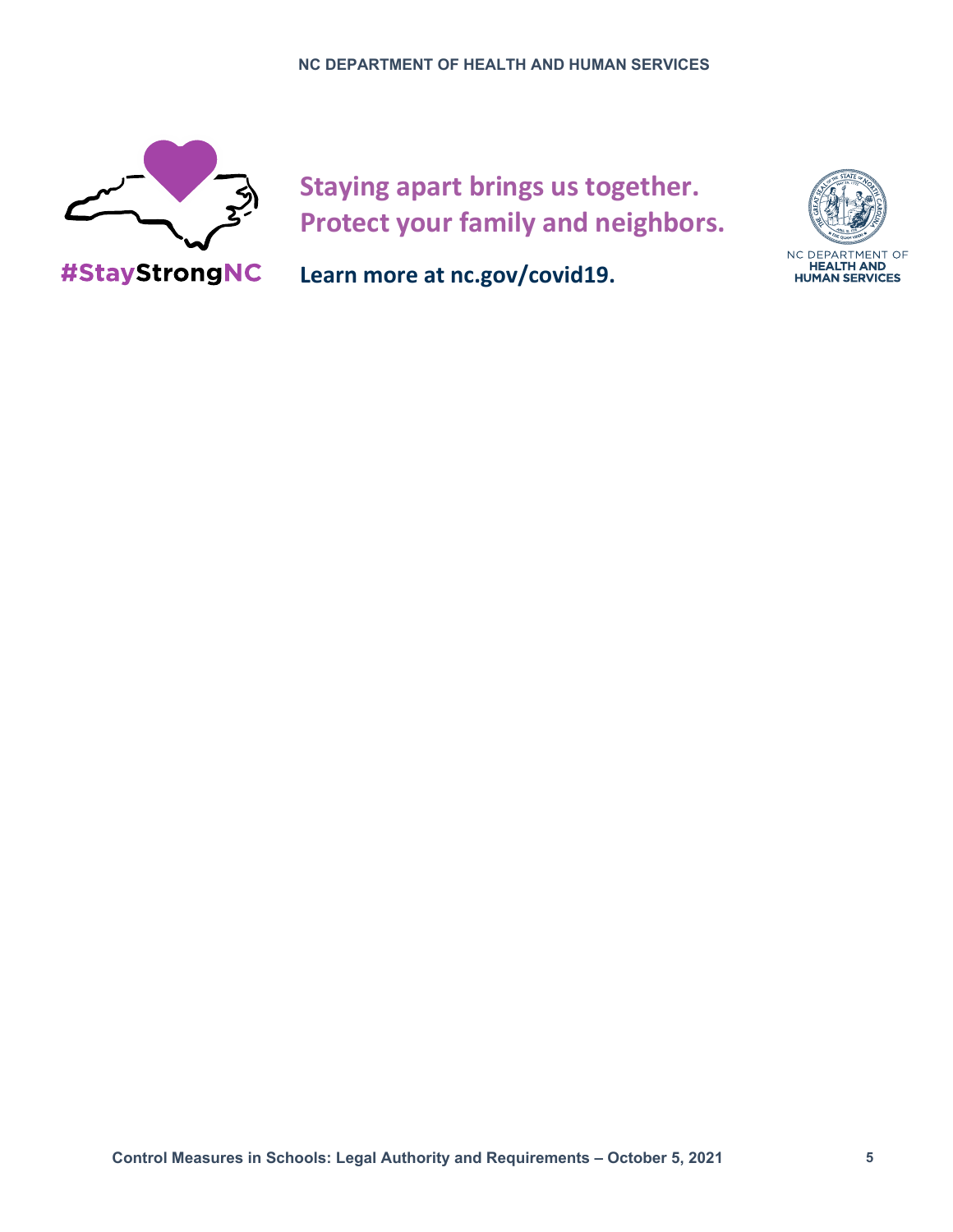#StayStrongNC

**Staying apart brings us together. Protect your family and neighbors.**

**Learn more at nc.gov/covid19.**

NC DEPARTMENT OF **HEALTH AND HUMAN SERVICES**